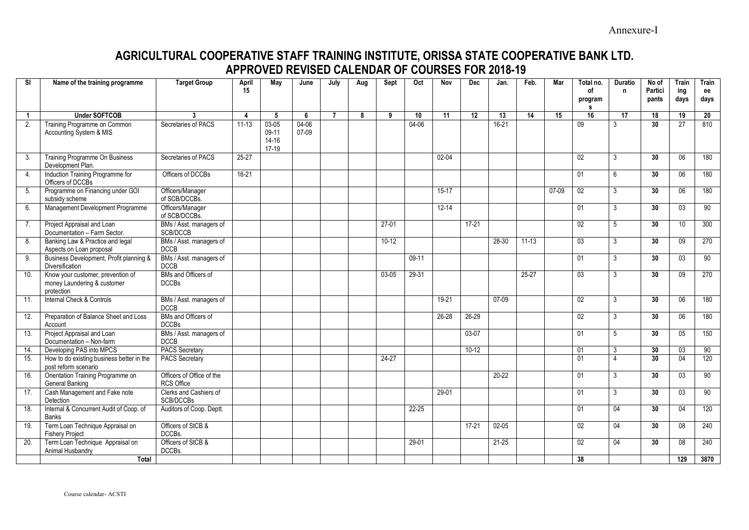Annexure-I

# AGRICULTURAL COOPERATIVE STAFF TRAINING INSTITUTE, ORISSA STATE COOPERATIVE BANK LTD.
## APPROVED REVISED CALENDAR OF COURSES FOR 2018-19

| Sl | Name of the training programme | Target Group | April 15 | May | June | July | Aug | Sept | Oct | Nov | Dec | Jan. | Feb. | Mar | Total no. of programs | Duration | No of Participants | Training days | Trainee days |
|---|---|---|---|---|---|---|---|---|---|---|---|---|---|---|---|---|---|---|---|
| 1 | Under SOFTCOB | 3 | 4 | 5 | 6 | 7 | 8 | 9 | 10 | 11 | 12 | 13 | 14 | 15 | 16 | 17 | 18 | 19 | 20 |
| 2. | Training Programme on Common Accounting System & MIS | Secretaries of PACS | 11-13 | 03-05 09-11 14-16 17-19 | 04-06 07-09 | | | | 04-06 | | | 16-21 | | | 09 | 3 | 30 | 27 | 810 |
| 3. | Training Programme On Business Development Plan. | Secretaries of PACS | 25-27 | | | | | | | 02-04 | | | | | 02 | 3 | 30 | 06 | 180 |
| 4. | Induction Training Programme for Officers of DCCBs | Officers of DCCBs | 16-21 | | | | | | | | | | | | 01 | 6 | 30 | 06 | 180 |
| 5. | Programme on Financing under GOI subsidy scheme | Officers/Manager of SCB/DCCBs. | | | | | | | | 15-17 | | | | 07-09 | 02 | 3 | 30 | 06 | 180 |
| 6. | Management Development Programme | Officers/Manager of SCB/DCCBs. | | | | | | | | 12-14 | | | | | 01 | 3 | 30 | 03 | 90 |
| 7. | Project Appraisal and Loan Documentation – Farm Sector. | BMs / Asst. managers of SCB/DCCB | | | | | | 27-01 | | | 17-21 | | | | 02 | 5 | 30 | 10 | 300 |
| 8. | Banking Law & Practice and legal Aspects on Loan proposal | BMs / Asst. managers of DCCB | | | | | | 10-12 | | | | 28-30 | 11-13 | | 03 | 3 | 30 | 09 | 270 |
| 9. | Business Development, Profit planning & Diversification | BMs / Asst. managers of DCCB | | | | | | | 09-11 | | | | | | 01 | 3 | 30 | 03 | 90 |
| 10. | Know your customer, prevention of money Laundering & customer protection | BMs and Officers of DCCBs | | | | | | 03-05 | 29-31 | | | | 25-27 | | 03 | 3 | 30 | 09 | 270 |
| 11. | Internal Check & Controls | BMs / Asst. managers of DCCB | | | | | | | | 19-21 | | 07-09 | | | 02 | 3 | 30 | 06 | 180 |
| 12. | Preparation of Balance Sheet and Loss Account | BMs and Officers of DCCBs | | | | | | | | 26-28 | 26-29 | | | | 02 | 3 | 30 | 06 | 180 |
| 13. | Project Appraisal and Loan Documentation – Non-farm | BMs / Asst. managers of DCCB | | | | | | | | | 03-07 | | | | 01 | 5 | 30 | 05 | 150 |
| 14. | Developing PAS into MPCS | PACS Secretary | | | | | | | | | 10-12 | | | | 01 | 3 | 30 | 03 | 90 |
| 15. | How to do existing business better in the post reform scenario | PACS Secretary | | | | | | 24-27 | | | | | | | 01 | 4 | 30 | 04 | 120 |
| 16. | Orientation Training Programme on General Banking | Officers of Office of the RCS Office | | | | | | | | | | 20-22 | | | 01 | 3 | 30 | 03 | 90 |
| 17. | Cash Management and Fake note Detection | Clerks and Cashiers of SCB/DCCBs | | | | | | | | 29-01 | | | | | 01 | 3 | 30 | 03 | 90 |
| 18. | Internal & Concurrent Audit of Coop. of Banks | Auditors of Coop. Deptt. | | | | | | | 22-25 | | | | | | 01 | 04 | 30 | 04 | 120 |
| 19. | Term Loan Technique Appraisal on Fishery Project | Officers of StCB & DCCBs. | | | | | | | | | 17-21 | 02-05 | | | 02 | 04 | 30 | 08 | 240 |
| 20. | Term Loan Technique Appraisal on Animal Husbandry | Officers of StCB & DCCBs. | | | | | | | 29-01 | | | 21-25 | | | 02 | 04 | 30 | 08 | 240 |
| | **Total** | | | | | | | | | | | | | | 38 | | | 129 | 3870 |

Course calendar- ACSTI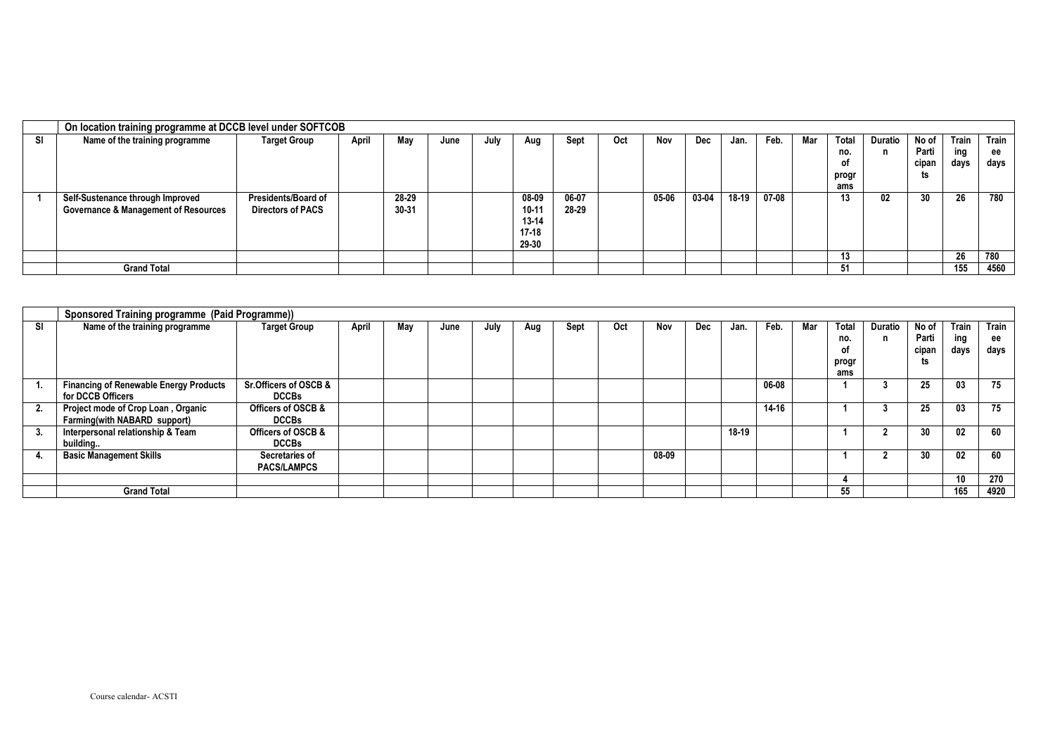| | On location training programme at DCCB level under SOFTCOB | | | | | | | | | | | | | | | | | | |
|---|---|---|---|---|---|---|---|---|---|---|---|---|---|---|---|---|---|---|---|
| Sl | Name of the training programme | Target Group | April | May | June | July | Aug | Sept | Oct | Nov | Dec | Jan. | Feb. | Mar | Total no. of progr ams | Duratio n | No of Parti cipan ts | Train ing days | Train ee days |
| 1 | Self-Sustenance through Improved Governance & Management of Resources | Presidents/Board of Directors of PACS | | 28-29 30-31 | | | 08-09 10-11 13-14 17-18 29-30 | 06-07 28-29 | | 05-06 | 03-04 | 18-19 | 07-08 | | 13 | 02 | 30 | 26 | 780 |
| | | | | | | | | | | | | | | | 13 | | | 26 | 780 |
| | Grand Total | | | | | | | | | | | | | | 51 | | | 155 | 4560 |

| | Sponsored Training programme (Paid Programme)) | | | | | | | | | | | | | | | | | | |
|---|---|---|---|---|---|---|---|---|---|---|---|---|---|---|---|---|---|---|---|
| Sl | Name of the training programme | Target Group | April | May | June | July | Aug | Sept | Oct | Nov | Dec | Jan. | Feb. | Mar | Total no. of progr ams | Duratio n | No of Parti cipan ts | Train ing days | Train ee days |
| 1. | Financing of Renewable Energy Products for DCCB Officers | Sr.Officers of OSCB & DCCBs | | | | | | | | | | | 06-08 | | 1 | 3 | 25 | 03 | 75 |
| 2. | Project mode of Crop Loan , Organic Farming(with NABARD support) | Officers of OSCB & DCCBs | | | | | | | | | | | 14-16 | | 1 | 3 | 25 | 03 | 75 |
| 3. | Interpersonal relationship & Team building.. | Officers of OSCB & DCCBs | | | | | | | | | | 18-19 | | | 1 | 2 | 30 | 02 | 60 |
| 4. | Basic Management Skills | Secretaries of PACS/LAMPCS | | | | | | | | 08-09 | | | | | 1 | 2 | 30 | 02 | 60 |
| | | | | | | | | | | | | | | | 4 | | | 10 | 270 |
| | Grand Total | | | | | | | | | | | | | | 55 | | | 165 | 4920 |